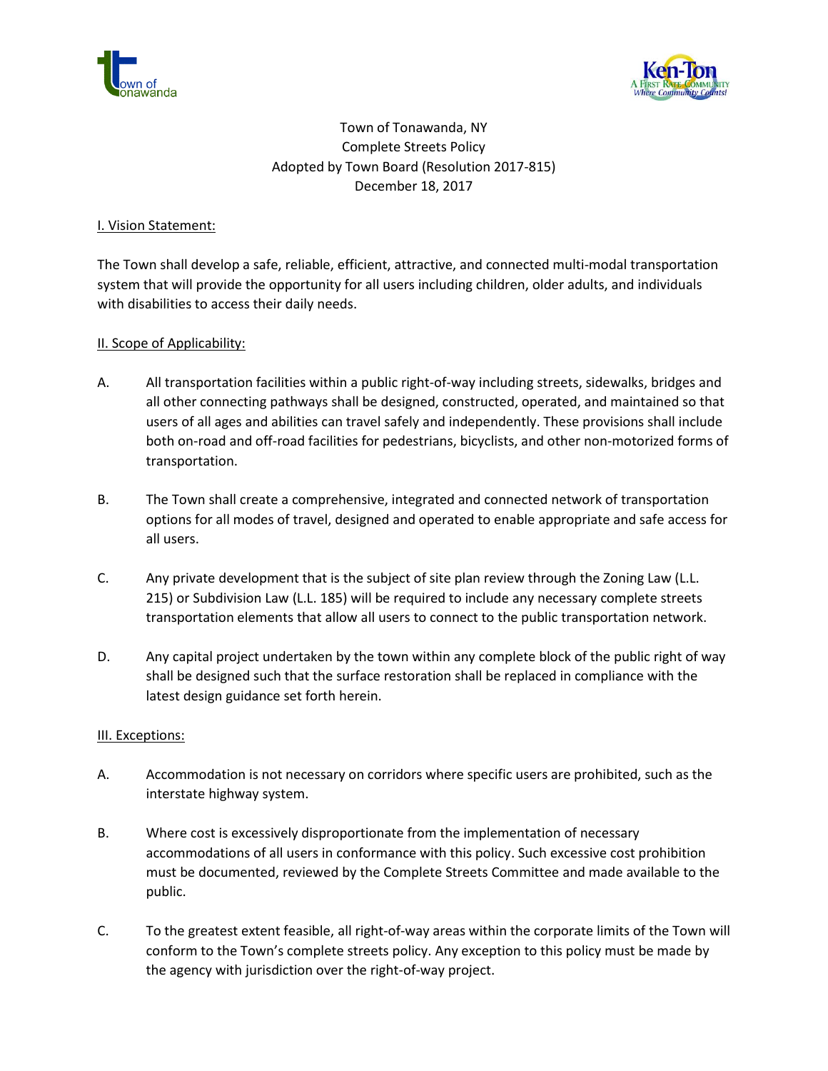Town of Tonawanda, NY
Complete Streets Policy
Adopted by Town Board (Resolution 2017-815)
December 18, 2017

## I. Vision Statement:

The Town shall develop a safe, reliable, efficient, attractive, and connected multi-modal transportation system that will provide the opportunity for all users including children, older adults, and individuals with disabilities to access their daily needs.

## II. Scope of Applicability:

A. All transportation facilities within a public right-of-way including streets, sidewalks, bridges and all other connecting pathways shall be designed, constructed, operated, and maintained so that users of all ages and abilities can travel safely and independently. These provisions shall include both on-road and off-road facilities for pedestrians, bicyclists, and other non-motorized forms of transportation.

B. The Town shall create a comprehensive, integrated and connected network of transportation options for all modes of travel, designed and operated to enable appropriate and safe access for all users.

C. Any private development that is the subject of site plan review through the Zoning Law (L.L. 215) or Subdivision Law (L.L. 185) will be required to include any necessary complete streets transportation elements that allow all users to connect to the public transportation network.

D. Any capital project undertaken by the town within any complete block of the public right of way shall be designed such that the surface restoration shall be replaced in compliance with the latest design guidance set forth herein.

## III. Exceptions:

A. Accommodation is not necessary on corridors where specific users are prohibited, such as the interstate highway system.

B. Where cost is excessively disproportionate from the implementation of necessary accommodations of all users in conformance with this policy. Such excessive cost prohibition must be documented, reviewed by the Complete Streets Committee and made available to the public.

C. To the greatest extent feasible, all right-of-way areas within the corporate limits of the Town will conform to the Town's complete streets policy. Any exception to this policy must be made by the agency with jurisdiction over the right-of-way project.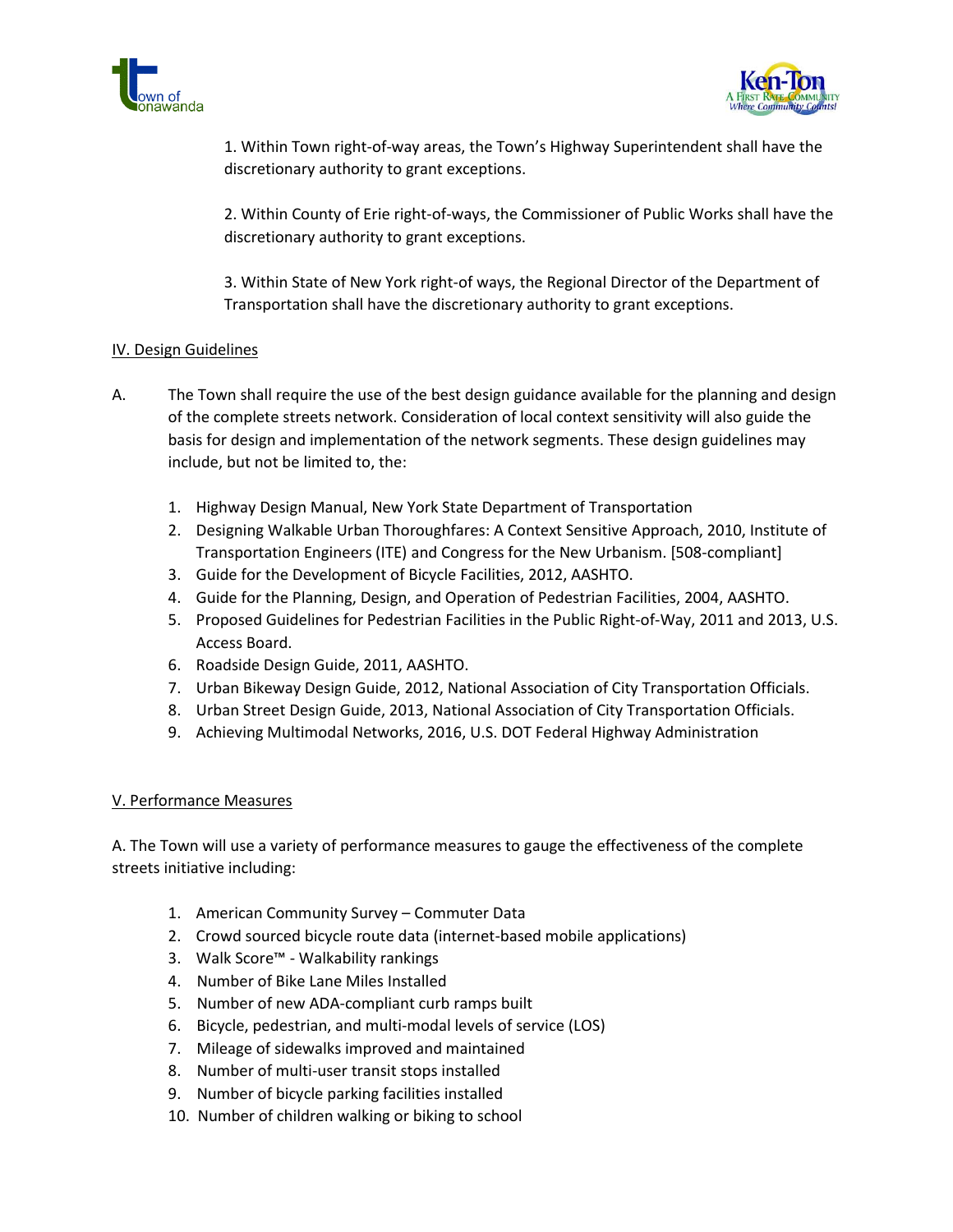1. Within Town right-of-way areas, the Town's Highway Superintendent shall have the discretionary authority to grant exceptions.

2. Within County of Erie right-of-ways, the Commissioner of Public Works shall have the discretionary authority to grant exceptions.

3. Within State of New York right-of ways, the Regional Director of the Department of Transportation shall have the discretionary authority to grant exceptions.

## IV. Design Guidelines

A. The Town shall require the use of the best design guidance available for the planning and design of the complete streets network. Consideration of local context sensitivity will also guide the basis for design and implementation of the network segments. These design guidelines may include, but not be limited to, the:

1. Highway Design Manual, New York State Department of Transportation
2. Designing Walkable Urban Thoroughfares: A Context Sensitive Approach, 2010, Institute of Transportation Engineers (ITE) and Congress for the New Urbanism. [508-compliant]
3. Guide for the Development of Bicycle Facilities, 2012, AASHTO.
4. Guide for the Planning, Design, and Operation of Pedestrian Facilities, 2004, AASHTO.
5. Proposed Guidelines for Pedestrian Facilities in the Public Right-of-Way, 2011 and 2013, U.S. Access Board.
6. Roadside Design Guide, 2011, AASHTO.
7. Urban Bikeway Design Guide, 2012, National Association of City Transportation Officials.
8. Urban Street Design Guide, 2013, National Association of City Transportation Officials.
9. Achieving Multimodal Networks, 2016, U.S. DOT Federal Highway Administration

## V. Performance Measures

A. The Town will use a variety of performance measures to gauge the effectiveness of the complete streets initiative including:

1. American Community Survey – Commuter Data
2. Crowd sourced bicycle route data (internet-based mobile applications)
3. Walk Score™ - Walkability rankings
4. Number of Bike Lane Miles Installed
5. Number of new ADA-compliant curb ramps built
6. Bicycle, pedestrian, and multi-modal levels of service (LOS)
7. Mileage of sidewalks improved and maintained
8. Number of multi-user transit stops installed
9. Number of bicycle parking facilities installed
10. Number of children walking or biking to school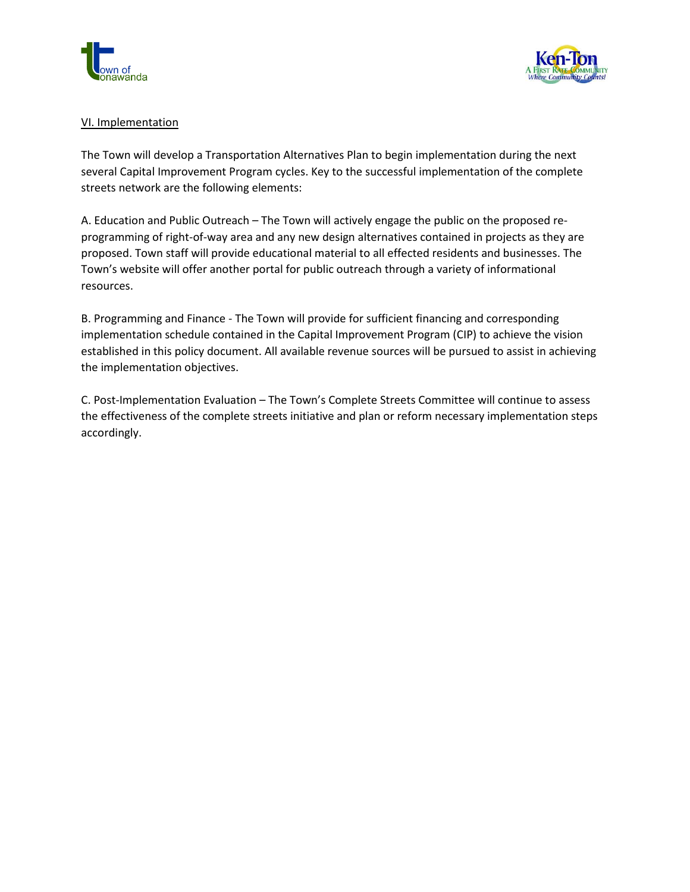## VI. Implementation

The Town will develop a Transportation Alternatives Plan to begin implementation during the next several Capital Improvement Program cycles. Key to the successful implementation of the complete streets network are the following elements:

A. Education and Public Outreach – The Town will actively engage the public on the proposed re-programming of right-of-way area and any new design alternatives contained in projects as they are proposed. Town staff will provide educational material to all effected residents and businesses. The Town's website will offer another portal for public outreach through a variety of informational resources.

B. Programming and Finance - The Town will provide for sufficient financing and corresponding implementation schedule contained in the Capital Improvement Program (CIP) to achieve the vision established in this policy document. All available revenue sources will be pursued to assist in achieving the implementation objectives.

C. Post-Implementation Evaluation – The Town's Complete Streets Committee will continue to assess the effectiveness of the complete streets initiative and plan or reform necessary implementation steps accordingly.